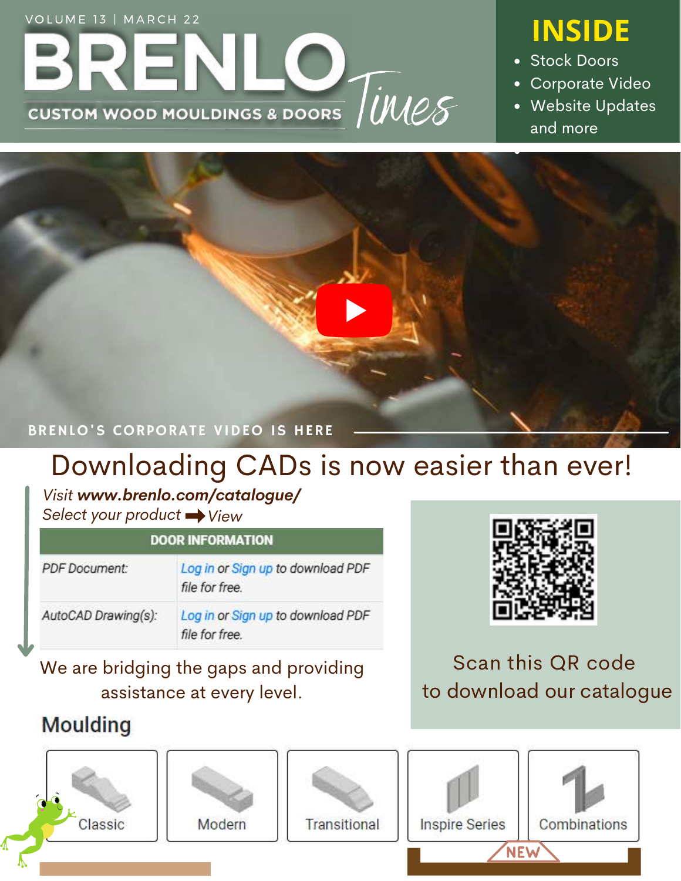VOLUME 13 | MARCH 22

# BRENLO Times

CUSTOM WOOD MOULDINGS & DOORS

## INSIDE

- Stock Doors
- Corporate Video
- Website Updates and more

BRENLO'S CORPORATE VIDEO IS HERE

## Downloading CADs is now easier than ever!

*Visit **www.brenlo.com/catalogue/***

*Select your product ➡ View*

| DOOR INFORMATION | |
|---|---|
| PDF Document: | Log in or Sign up to download PDF file for free. |
| AutoCAD Drawing(s): | Log in or Sign up to download PDF file for free. |

We are bridging the gaps and providing assistance at every level.

Scan this QR code to download our catalogue

### Moulding

Classic | Modern | Transitional | Inspire Series | Combinations

NEW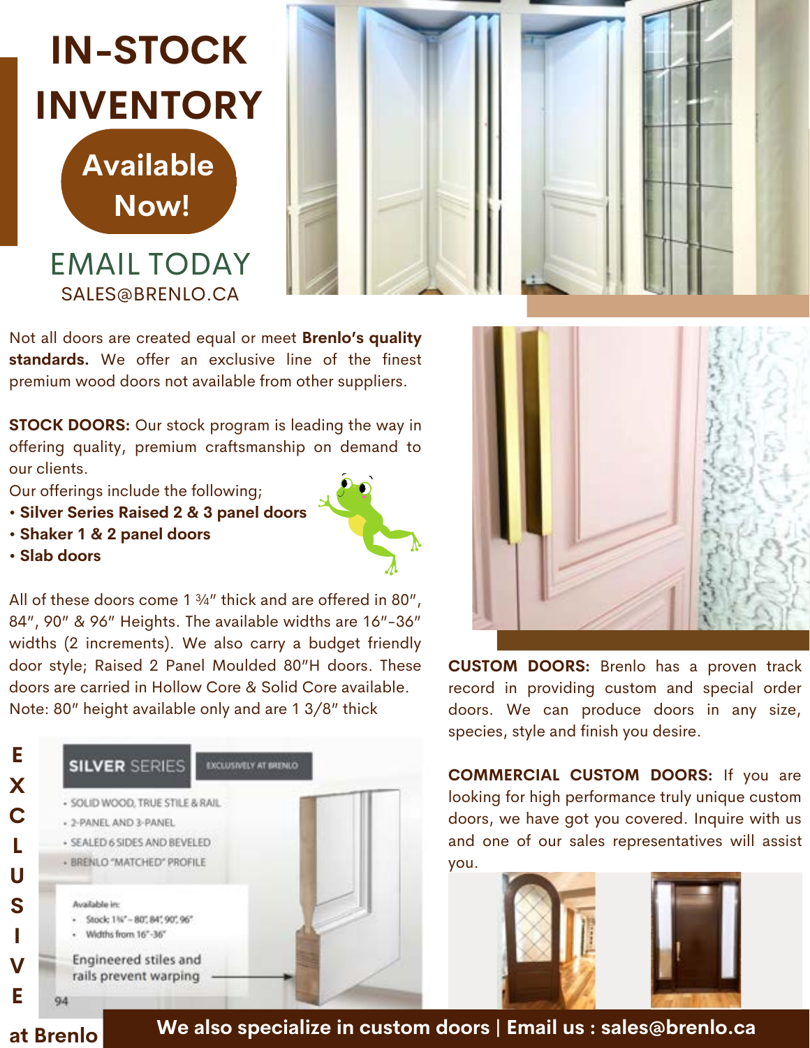# IN-STOCK INVENTORY

**Available Now!**

EMAIL TODAY
SALES@BRENLO.CA

Not all doors are created equal or meet **Brenlo's quality standards.** We offer an exclusive line of the finest premium wood doors not available from other suppliers.

**STOCK DOORS:** Our stock program is leading the way in offering quality, premium craftsmanship on demand to our clients.

Our offerings include the following;

- **Silver Series Raised 2 & 3 panel doors**
- **Shaker 1 & 2 panel doors**
- **Slab doors**

All of these doors come 1 ¾" thick and are offered in 80", 84", 90" & 96" Heights. The available widths are 16"-36" widths (2 increments). We also carry a budget friendly door style; Raised 2 Panel Moulded 80"H doors. These doors are carried in Hollow Core & Solid Core available. Note: 80" height available only and are 1 3/8" thick

**EXCLUSIVE at Brenlo**

**SILVER SERIES** EXCLUSIVELY AT BRENLO

- SOLID WOOD, TRUE STILE & RAIL
- 2-PANEL AND 3-PANEL
- SEALED 6 SIDES AND BEVELED
- BRENLO "MATCHED" PROFILE

Available in:

- Stock: 1¾" – 80", 84", 90", 96"
- Widths from 16"-36"

Engineered stiles and rails prevent warping

**CUSTOM DOORS:** Brenlo has a proven track record in providing custom and special order doors. We can produce doors in any size, species, style and finish you desire.

**COMMERCIAL CUSTOM DOORS:** If you are looking for high performance truly unique custom doors, we have got you covered. Inquire with us and one of our sales representatives will assist you.

**We also specialize in custom doors | Email us : sales@brenlo.ca**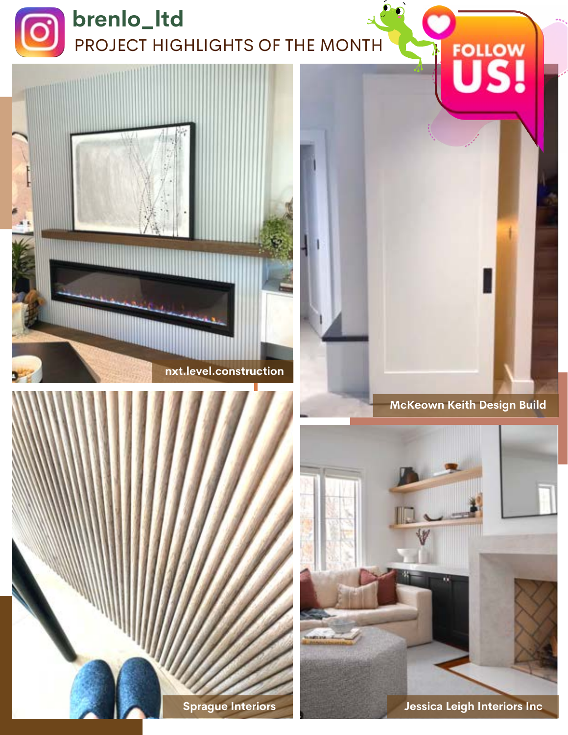# brenlo_ltd

## PROJECT HIGHLIGHTS OF THE MONTH

FOLLOW US!

nxt.level.construction

McKeown Keith Design Build

Sprague Interiors

Jessica Leigh Interiors Inc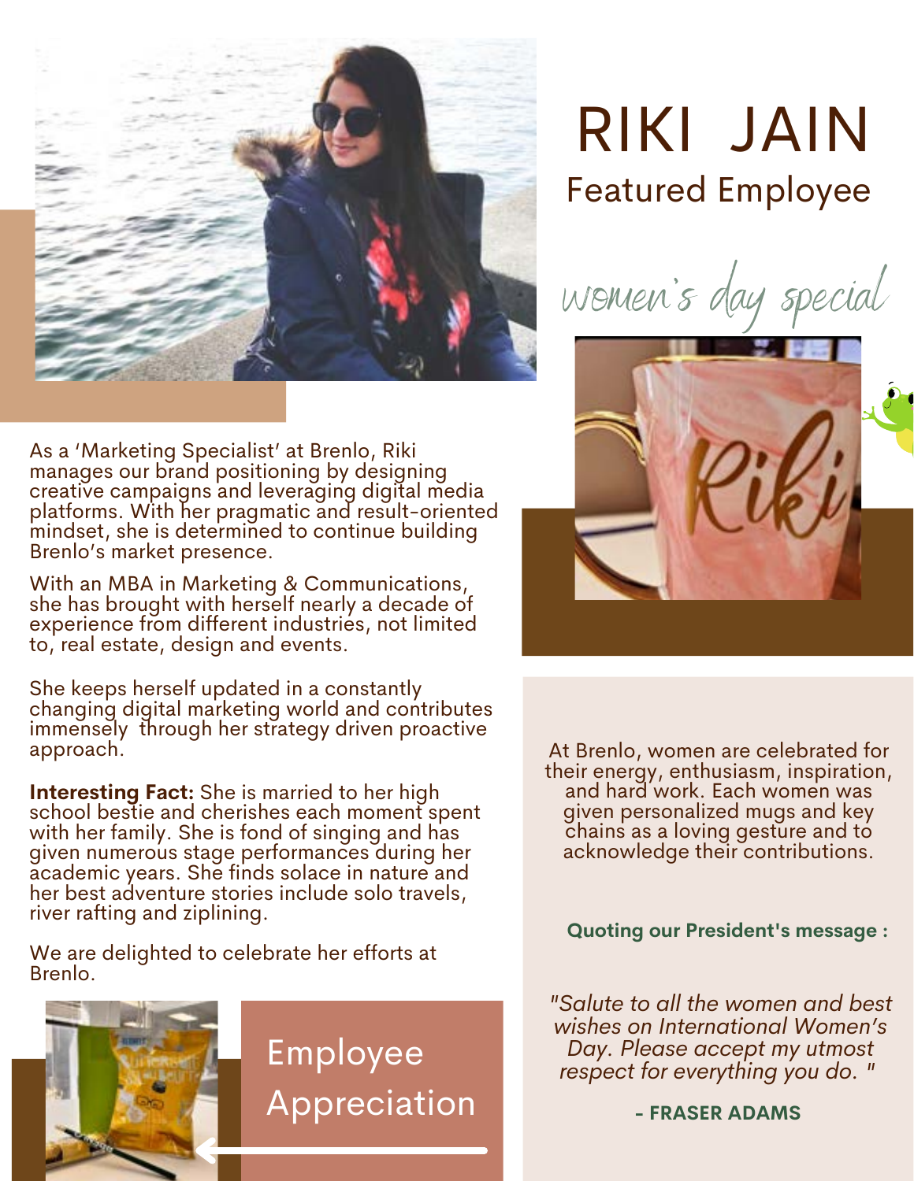# RIKI JAIN

## Featured Employee

*women's day special*

As a 'Marketing Specialist' at Brenlo, Riki manages our brand positioning by designing creative campaigns and leveraging digital media platforms. With her pragmatic and result-oriented mindset, she is determined to continue building Brenlo's market presence.

With an MBA in Marketing & Communications, she has brought with herself nearly a decade of experience from different industries, not limited to, real estate, design and events.

She keeps herself updated in a constantly changing digital marketing world and contributes immensely through her strategy driven proactive approach.

**Interesting Fact:** She is married to her high school bestie and cherishes each moment spent with her family. She is fond of singing and has given numerous stage performances during her academic years. She finds solace in nature and her best adventure stories include solo travels, river rafting and ziplining.

We are delighted to celebrate her efforts at Brenlo.

## Employee Appreciation

At Brenlo, women are celebrated for their energy, enthusiasm, inspiration, and hard work. Each women was given personalized mugs and key chains as a loving gesture and to acknowledge their contributions.

**Quoting our President's message :**

*"Salute to all the women and best wishes on International Women's Day. Please accept my utmost respect for everything you do. "*

**- FRASER ADAMS**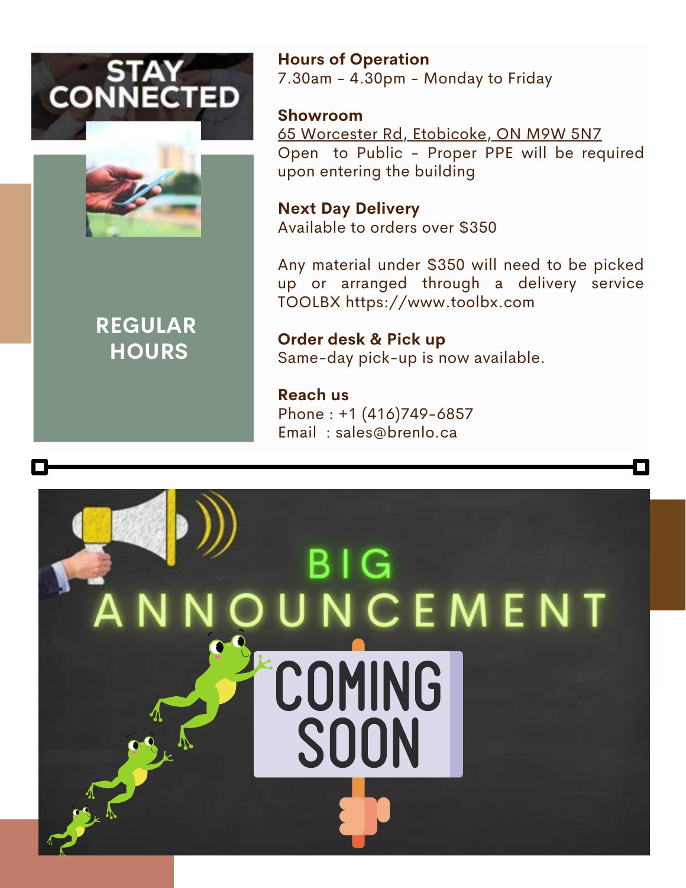## STAY CONNECTED

## REGULAR HOURS

**Hours of Operation**
7.30am - 4.30pm - Monday to Friday

**Showroom**
65 Worcester Rd, Etobicoke, ON M9W 5N7
Open to Public - Proper PPE will be required upon entering the building

**Next Day Delivery**
Available to orders over $350

Any material under $350 will need to be picked up or arranged through a delivery service TOOLBX https://www.toolbx.com

**Order desk & Pick up**
Same-day pick-up is now available.

**Reach us**
Phone : +1 (416)749-6857
Email : sales@brenlo.ca

BIG ANNOUNCEMENT

COMING SOON